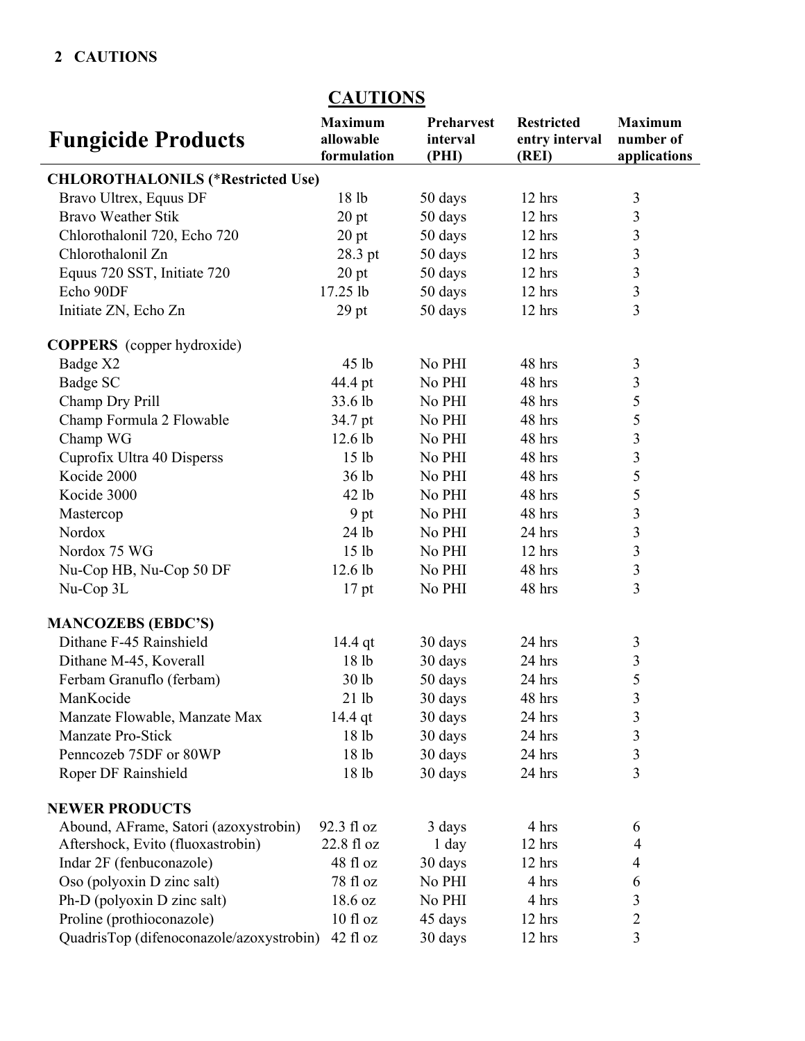# CAUTIONS

| Fungicide Products | Maximum allowable formulation | Preharvest interval (PHI) | Restricted entry interval (REI) | Maximum number of applications |
|---|---|---|---|---|
| **CHLOROTHALONILS (*Restricted Use)** | | | | |
| Bravo Ultrex, Equus DF | 18 lb | 50 days | 12 hrs | 3 |
| Bravo Weather Stik | 20 pt | 50 days | 12 hrs | 3 |
| Chlorothalonil 720, Echo 720 | 20 pt | 50 days | 12 hrs | 3 |
| Chlorothalonil Zn | 28.3 pt | 50 days | 12 hrs | 3 |
| Equus 720 SST, Initiate 720 | 20 pt | 50 days | 12 hrs | 3 |
| Echo 90DF | 17.25 lb | 50 days | 12 hrs | 3 |
| Initiate ZN, Echo Zn | 29 pt | 50 days | 12 hrs | 3 |
| **COPPERS** (copper hydroxide) | | | | |
| Badge X2 | 45 lb | No PHI | 48 hrs | 3 |
| Badge SC | 44.4 pt | No PHI | 48 hrs | 3 |
| Champ Dry Prill | 33.6 lb | No PHI | 48 hrs | 5 |
| Champ Formula 2 Flowable | 34.7 pt | No PHI | 48 hrs | 5 |
| Champ WG | 12.6 lb | No PHI | 48 hrs | 3 |
| Cuprofix Ultra 40 Disperss | 15 lb | No PHI | 48 hrs | 3 |
| Kocide 2000 | 36 lb | No PHI | 48 hrs | 5 |
| Kocide 3000 | 42 lb | No PHI | 48 hrs | 5 |
| Mastercop | 9 pt | No PHI | 48 hrs | 3 |
| Nordox | 24 lb | No PHI | 24 hrs | 3 |
| Nordox 75 WG | 15 lb | No PHI | 12 hrs | 3 |
| Nu-Cop HB, Nu-Cop 50 DF | 12.6 lb | No PHI | 48 hrs | 3 |
| Nu-Cop 3L | 17 pt | No PHI | 48 hrs | 3 |
| **MANCOZEBS (EBDC'S)** | | | | |
| Dithane F-45 Rainshield | 14.4 qt | 30 days | 24 hrs | 3 |
| Dithane M-45, Koverall | 18 lb | 30 days | 24 hrs | 3 |
| Ferbam Granuflo (ferbam) | 30 lb | 50 days | 24 hrs | 5 |
| ManKocide | 21 lb | 30 days | 48 hrs | 3 |
| Manzate Flowable, Manzate Max | 14.4 qt | 30 days | 24 hrs | 3 |
| Manzate Pro-Stick | 18 lb | 30 days | 24 hrs | 3 |
| Penncozeb 75DF or 80WP | 18 lb | 30 days | 24 hrs | 3 |
| Roper DF Rainshield | 18 lb | 30 days | 24 hrs | 3 |
| **NEWER PRODUCTS** | | | | |
| Abound, AFrame, Satori (azoxystrobin) | 92.3 fl oz | 3 days | 4 hrs | 6 |
| Aftershock, Evito (fluoxastrobin) | 22.8 fl oz | 1 day | 12 hrs | 4 |
| Indar 2F (fenbuconazole) | 48 fl oz | 30 days | 12 hrs | 4 |
| Oso (polyoxin D zinc salt) | 78 fl oz | No PHI | 4 hrs | 6 |
| Ph-D (polyoxin D zinc salt) | 18.6 oz | No PHI | 4 hrs | 3 |
| Proline (prothioconazole) | 10 fl oz | 45 days | 12 hrs | 2 |
| QuadrisTop (difenoconazole/azoxystrobin) | 42 fl oz | 30 days | 12 hrs | 3 |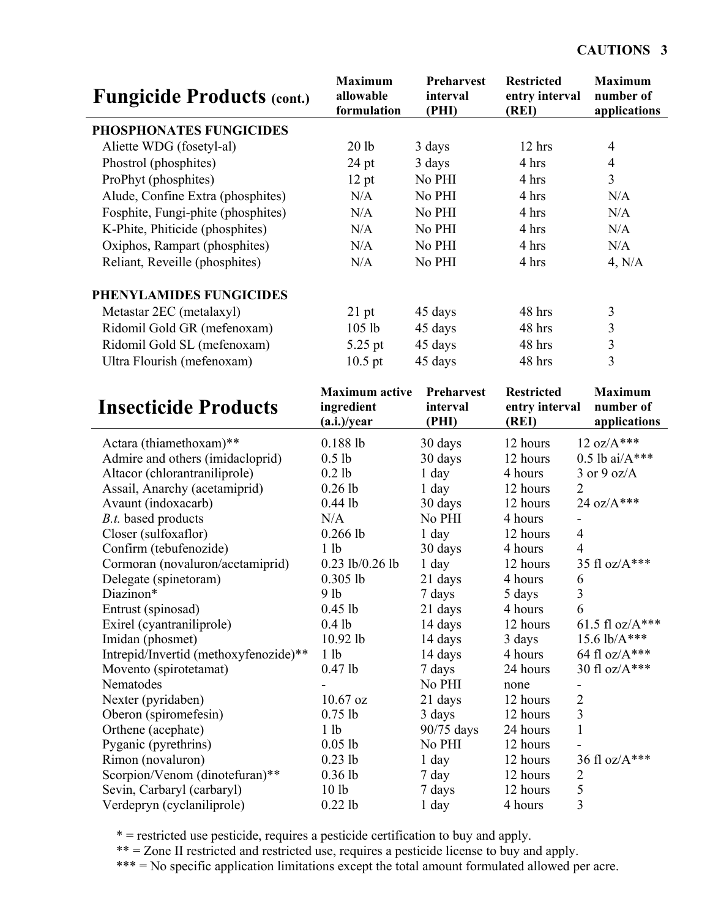## Fungicide Products (cont.)

| Fungicide Products (cont.) | Maximum allowable formulation | Preharvest interval (PHI) | Restricted entry interval (REI) | Maximum number of applications |
|---|---|---|---|---|
| **PHOSPHONATES FUNGICIDES** | | | | |
| Aliette WDG (fosetyl-al) | 20 lb | 3 days | 12 hrs | 4 |
| Phostrol (phosphites) | 24 pt | 3 days | 4 hrs | 4 |
| ProPhyt (phosphites) | 12 pt | No PHI | 4 hrs | 3 |
| Alude, Confine Extra (phosphites) | N/A | No PHI | 4 hrs | N/A |
| Fosphite, Fungi-phite (phosphites) | N/A | No PHI | 4 hrs | N/A |
| K-Phite, Phiticide (phosphites) | N/A | No PHI | 4 hrs | N/A |
| Oxiphos, Rampart (phosphites) | N/A | No PHI | 4 hrs | N/A |
| Reliant, Reveille (phosphites) | N/A | No PHI | 4 hrs | 4, N/A |
| **PHENYLAMIDES FUNGICIDES** | | | | |
| Metastar 2EC (metalaxyl) | 21 pt | 45 days | 48 hrs | 3 |
| Ridomil Gold GR (mefenoxam) | 105 lb | 45 days | 48 hrs | 3 |
| Ridomil Gold SL (mefenoxam) | 5.25 pt | 45 days | 48 hrs | 3 |
| Ultra Flourish (mefenoxam) | 10.5 pt | 45 days | 48 hrs | 3 |

## Insecticide Products

| Insecticide Products | Maximum active ingredient (a.i.)/year | Preharvest interval (PHI) | Restricted entry interval (REI) | Maximum number of applications |
|---|---|---|---|---|
| Actara (thiamethoxam)** | 0.188 lb | 30 days | 12 hours | 12 oz/A*** |
| Admire and others (imidacloprid) | 0.5 lb | 30 days | 12 hours | 0.5 lb ai/A*** |
| Altacor (chlorantraniliprole) | 0.2 lb | 1 day | 4 hours | 3 or 9 oz/A |
| Assail, Anarchy (acetamiprid) | 0.26 lb | 1 day | 12 hours | 2 |
| Avaunt (indoxacarb) | 0.44 lb | 30 days | 12 hours | 24 oz/A*** |
| *B.t.* based products | N/A | No PHI | 4 hours | - |
| Closer (sulfoxaflor) | 0.266 lb | 1 day | 12 hours | 4 |
| Confirm (tebufenozide) | 1 lb | 30 days | 4 hours | 4 |
| Cormoran (novaluron/acetamiprid) | 0.23 lb/0.26 lb | 1 day | 12 hours | 35 fl oz/A*** |
| Delegate (spinetoram) | 0.305 lb | 21 days | 4 hours | 6 |
| Diazinon* | 9 lb | 7 days | 5 days | 3 |
| Entrust (spinosad) | 0.45 lb | 21 days | 4 hours | 6 |
| Exirel (cyantraniliprole) | 0.4 lb | 14 days | 12 hours | 61.5 fl oz/A*** |
| Imidan (phosmet) | 10.92 lb | 14 days | 3 days | 15.6 lb/A*** |
| Intrepid/Invertid (methoxyfenozide)** | 1 lb | 14 days | 4 hours | 64 fl oz/A*** |
| Movento (spirotetamat) | 0.47 lb | 7 days | 24 hours | 30 fl oz/A*** |
| Nematodes | - | No PHI | none | - |
| Nexter (pyridaben) | 10.67 oz | 21 days | 12 hours | 2 |
| Oberon (spiromefesin) | 0.75 lb | 3 days | 12 hours | 3 |
| Orthene (acephate) | 1 lb | 90/75 days | 24 hours | 1 |
| Pyganic (pyrethrins) | 0.05 lb | No PHI | 12 hours | - |
| Rimon (novaluron) | 0.23 lb | 1 day | 12 hours | 36 fl oz/A*** |
| Scorpion/Venom (dinotefuran)** | 0.36 lb | 7 day | 12 hours | 2 |
| Sevin, Carbaryl (carbaryl) | 10 lb | 7 days | 12 hours | 5 |
| Verdepryn (cyclaniliprole) | 0.22 lb | 1 day | 4 hours | 3 |

\* = restricted use pesticide, requires a pesticide certification to buy and apply.

** = Zone II restricted and restricted use, requires a pesticide license to buy and apply.

*** = No specific application limitations except the total amount formulated allowed per acre.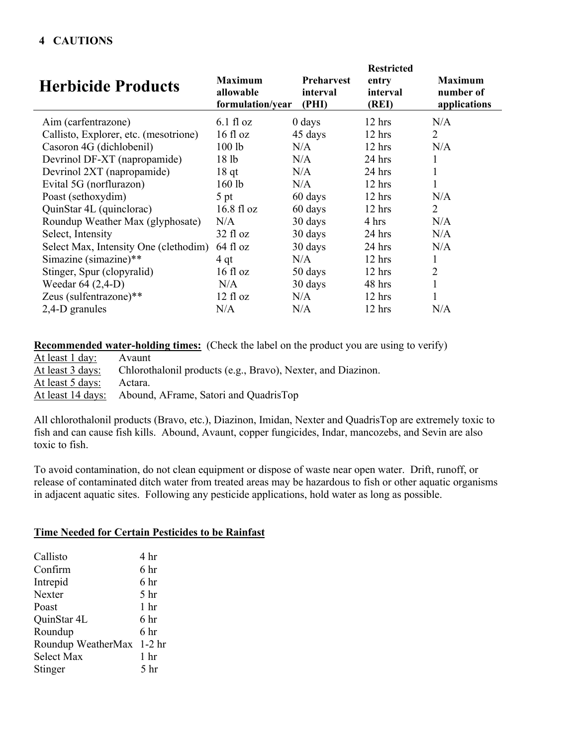## 4 CAUTIONS

| Herbicide Products | Maximum allowable formulation/year | Preharvest interval (PHI) | Restricted entry interval (REI) | Maximum number of applications |
|---|---|---|---|---|
| Aim (carfentrazone) | 6.1 fl oz | 0 days | 12 hrs | N/A |
| Callisto, Explorer, etc. (mesotrione) | 16 fl oz | 45 days | 12 hrs | 2 |
| Casoron 4G (dichlobenil) | 100 lb | N/A | 12 hrs | N/A |
| Devrinol DF-XT (napropamide) | 18 lb | N/A | 24 hrs | 1 |
| Devrinol 2XT (napropamide) | 18 qt | N/A | 24 hrs | 1 |
| Evital 5G (norflurazon) | 160 lb | N/A | 12 hrs | 1 |
| Poast (sethoxydim) | 5 pt | 60 days | 12 hrs | N/A |
| QuinStar 4L (quinclorac) | 16.8 fl oz | 60 days | 12 hrs | 2 |
| Roundup Weather Max (glyphosate) | N/A | 30 days | 4 hrs | N/A |
| Select, Intensity | 32 fl oz | 30 days | 24 hrs | N/A |
| Select Max, Intensity One (clethodim) | 64 fl oz | 30 days | 24 hrs | N/A |
| Simazine (simazine)** | 4 qt | N/A | 12 hrs | 1 |
| Stinger, Spur (clopyralid) | 16 fl oz | 50 days | 12 hrs | 2 |
| Weedar 64 (2,4-D) | N/A | 30 days | 48 hrs | 1 |
| Zeus (sulfentrazone)** | 12 fl oz | N/A | 12 hrs | 1 |
| 2,4-D granules | N/A | N/A | 12 hrs | N/A |

**Recommended water-holding times:** (Check the label on the product you are using to verify)

At least 1 day: Avaunt
At least 3 days: Chlorothalonil products (e.g., Bravo), Nexter, and Diazinon.
At least 5 days: Actara.
At least 14 days: Abound, AFrame, Satori and QuadrisTop

All chlorothalonil products (Bravo, etc.), Diazinon, Imidan, Nexter and QuadrisTop are extremely toxic to fish and can cause fish kills. Abound, Avaunt, copper fungicides, Indar, mancozebs, and Sevin are also toxic to fish.

To avoid contamination, do not clean equipment or dispose of waste near open water. Drift, runoff, or release of contaminated ditch water from treated areas may be hazardous to fish or other aquatic organisms in adjacent aquatic sites. Following any pesticide applications, hold water as long as possible.

**Time Needed for Certain Pesticides to be Rainfast**

| | |
|---|---|
| Callisto | 4 hr |
| Confirm | 6 hr |
| Intrepid | 6 hr |
| Nexter | 5 hr |
| Poast | 1 hr |
| QuinStar 4L | 6 hr |
| Roundup | 6 hr |
| Roundup WeatherMax | 1-2 hr |
| Select Max | 1 hr |
| Stinger | 5 hr |